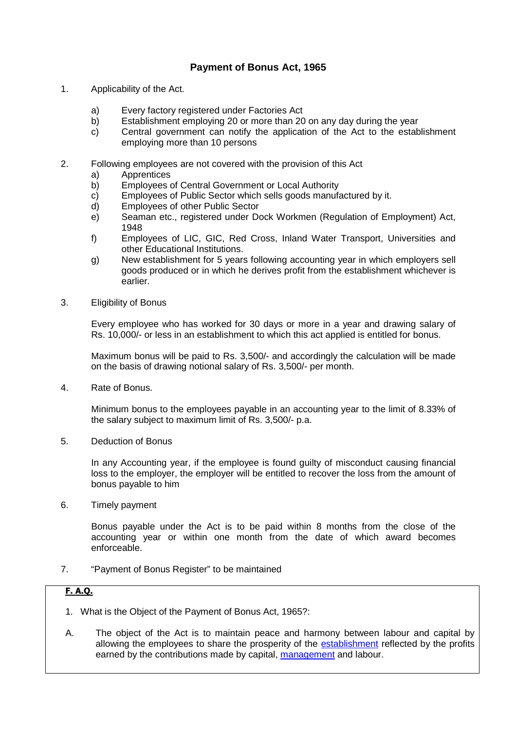# Payment of Bonus Act, 1965

1. Applicability of the Act.

   a) Every factory registered under Factories Act
   b) Establishment employing 20 or more than 20 on any day during the year
   c) Central government can notify the application of the Act to the establishment employing more than 10 persons

2. Following employees are not covered with the provision of this Act

   a) Apprentices
   b) Employees of Central Government or Local Authority
   c) Employees of Public Sector which sells goods manufactured by it.
   d) Employees of other Public Sector
   e) Seaman etc., registered under Dock Workmen (Regulation of Employment) Act, 1948
   f) Employees of LIC, GIC, Red Cross, Inland Water Transport, Universities and other Educational Institutions.
   g) New establishment for 5 years following accounting year in which employers sell goods produced or in which he derives profit from the establishment whichever is earlier.

3. Eligibility of Bonus

   Every employee who has worked for 30 days or more in a year and drawing salary of Rs. 10,000/- or less in an establishment to which this act applied is entitled for bonus.

   Maximum bonus will be paid to Rs. 3,500/- and accordingly the calculation will be made on the basis of drawing notional salary of Rs. 3,500/- per month.

4. Rate of Bonus.

   Minimum bonus to the employees payable in an accounting year to the limit of 8.33% of the salary subject to maximum limit of Rs. 3,500/- p.a.

5. Deduction of Bonus

   In any Accounting year, if the employee is found guilty of misconduct causing financial loss to the employer, the employer will be entitled to recover the loss from the amount of bonus payable to him

6. Timely payment

   Bonus payable under the Act is to be paid within 8 months from the close of the accounting year or within one month from the date of which award becomes enforceable.

7. "Payment of Bonus Register" to be maintained

**F. A.Q.**

1. What is the Object of the Payment of Bonus Act, 1965?:

A. The object of the Act is to maintain peace and harmony between labour and capital by allowing the employees to share the prosperity of the establishment reflected by the profits earned by the contributions made by capital, management and labour.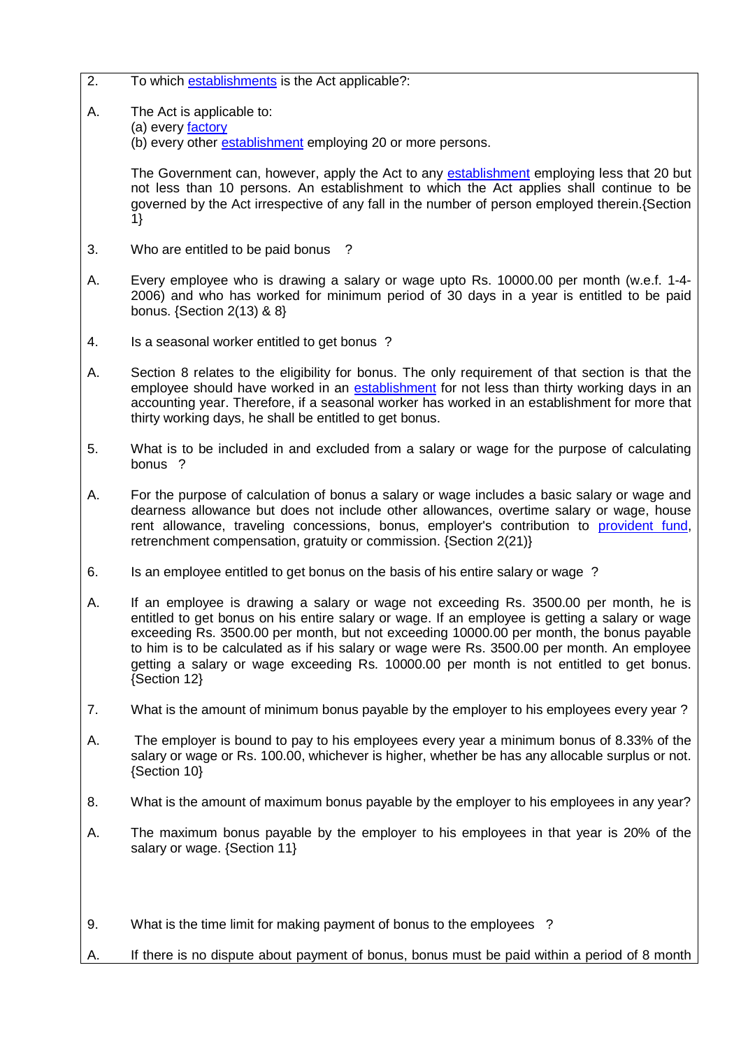2. To which establishments is the Act applicable?:

A. The Act is applicable to:
(a) every factory
(b) every other establishment employing 20 or more persons.

The Government can, however, apply the Act to any establishment employing less that 20 but not less than 10 persons. An establishment to which the Act applies shall continue to be governed by the Act irrespective of any fall in the number of person employed therein.{Section 1}

3. Who are entitled to be paid bonus ?

A. Every employee who is drawing a salary or wage upto Rs. 10000.00 per month (w.e.f. 1-4-2006) and who has worked for minimum period of 30 days in a year is entitled to be paid bonus. {Section 2(13) & 8}

4. Is a seasonal worker entitled to get bonus ?

A. Section 8 relates to the eligibility for bonus. The only requirement of that section is that the employee should have worked in an establishment for not less than thirty working days in an accounting year. Therefore, if a seasonal worker has worked in an establishment for more that thirty working days, he shall be entitled to get bonus.

5. What is to be included in and excluded from a salary or wage for the purpose of calculating bonus ?

A. For the purpose of calculation of bonus a salary or wage includes a basic salary or wage and dearness allowance but does not include other allowances, overtime salary or wage, house rent allowance, traveling concessions, bonus, employer's contribution to provident fund, retrenchment compensation, gratuity or commission. {Section 2(21)}

6. Is an employee entitled to get bonus on the basis of his entire salary or wage ?

A. If an employee is drawing a salary or wage not exceeding Rs. 3500.00 per month, he is entitled to get bonus on his entire salary or wage. If an employee is getting a salary or wage exceeding Rs. 3500.00 per month, but not exceeding 10000.00 per month, the bonus payable to him is to be calculated as if his salary or wage were Rs. 3500.00 per month. An employee getting a salary or wage exceeding Rs. 10000.00 per month is not entitled to get bonus. {Section 12}

7. What is the amount of minimum bonus payable by the employer to his employees every year ?

A. The employer is bound to pay to his employees every year a minimum bonus of 8.33% of the salary or wage or Rs. 100.00, whichever is higher, whether be has any allocable surplus or not. {Section 10}

8. What is the amount of maximum bonus payable by the employer to his employees in any year?

A. The maximum bonus payable by the employer to his employees in that year is 20% of the salary or wage. {Section 11}

9. What is the time limit for making payment of bonus to the employees ?

A. If there is no dispute about payment of bonus, bonus must be paid within a period of 8 month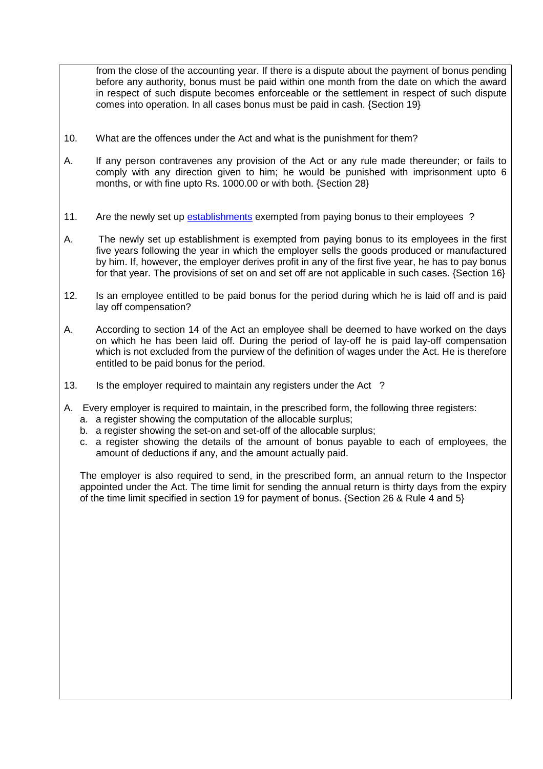from the close of the accounting year. If there is a dispute about the payment of bonus pending before any authority, bonus must be paid within one month from the date on which the award in respect of such dispute becomes enforceable or the settlement in respect of such dispute comes into operation. In all cases bonus must be paid in cash. {Section 19}

10. What are the offences under the Act and what is the punishment for them?

A. If any person contravenes any provision of the Act or any rule made thereunder; or fails to comply with any direction given to him; he would be punished with imprisonment upto 6 months, or with fine upto Rs. 1000.00 or with both. {Section 28}

11. Are the newly set up establishments exempted from paying bonus to their employees ?

A. The newly set up establishment is exempted from paying bonus to its employees in the first five years following the year in which the employer sells the goods produced or manufactured by him. If, however, the employer derives profit in any of the first five year, he has to pay bonus for that year. The provisions of set on and set off are not applicable in such cases. {Section 16}

12. Is an employee entitled to be paid bonus for the period during which he is laid off and is paid lay off compensation?

A. According to section 14 of the Act an employee shall be deemed to have worked on the days on which he has been laid off. During the period of lay-off he is paid lay-off compensation which is not excluded from the purview of the definition of wages under the Act. He is therefore entitled to be paid bonus for the period.

13. Is the employer required to maintain any registers under the Act ?

A. Every employer is required to maintain, in the prescribed form, the following three registers:

a. a register showing the computation of the allocable surplus;
b. a register showing the set-on and set-off of the allocable surplus;
c. a register showing the details of the amount of bonus payable to each of employees, the amount of deductions if any, and the amount actually paid.

The employer is also required to send, in the prescribed form, an annual return to the Inspector appointed under the Act. The time limit for sending the annual return is thirty days from the expiry of the time limit specified in section 19 for payment of bonus. {Section 26 & Rule 4 and 5}